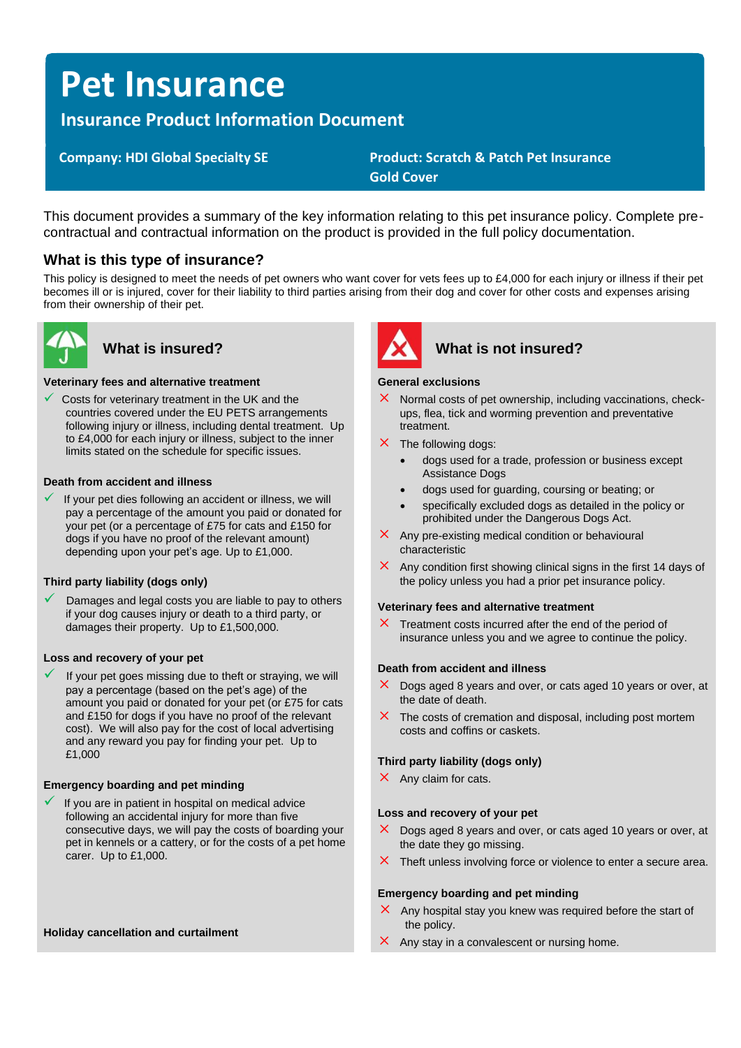# Pet Insurance

## Insurance Product Information Document

**Company: HDI Global Specialty SE**

**Product: Scratch & Patch Pet Insurance Gold Cover**

This document provides a summary of the key information relating to this pet insurance policy. Complete pre-contractual and contractual information on the product is provided in the full policy documentation.

### What is this type of insurance?

This policy is designed to meet the needs of pet owners who want cover for vets fees up to £4,000 for each injury or illness if their pet becomes ill or is injured, cover for their liability to third parties arising from their dog and cover for other costs and expenses arising from their ownership of their pet.

### What is insured?

**Veterinary fees and alternative treatment**

- ✓ Costs for veterinary treatment in the UK and the countries covered under the EU PETS arrangements following injury or illness, including dental treatment. Up to £4,000 for each injury or illness, subject to the inner limits stated on the schedule for specific issues.

**Death from accident and illness**

- ✓ If your pet dies following an accident or illness, we will pay a percentage of the amount you paid or donated for your pet (or a percentage of £75 for cats and £150 for dogs if you have no proof of the relevant amount) depending upon your pet's age. Up to £1,000.

**Third party liability (dogs only)**

- ✓ Damages and legal costs you are liable to pay to others if your dog causes injury or death to a third party, or damages their property. Up to £1,500,000.

**Loss and recovery of your pet**

- ✓ If your pet goes missing due to theft or straying, we will pay a percentage (based on the pet's age) of the amount you paid or donated for your pet (or £75 for cats and £150 for dogs if you have no proof of the relevant cost). We will also pay for the cost of local advertising and any reward you pay for finding your pet. Up to £1,000

**Emergency boarding and pet minding**

- ✓ If you are in patient in hospital on medical advice following an accidental injury for more than five consecutive days, we will pay the costs of boarding your pet in kennels or a cattery, or for the costs of a pet home carer. Up to £1,000.

**Holiday cancellation and curtailment**

### What is not insured?

**General exclusions**

- ✗ Normal costs of pet ownership, including vaccinations, check-ups, flea, tick and worming prevention and preventative treatment.
- ✗ The following dogs:
  - dogs used for a trade, profession or business except Assistance Dogs
  - dogs used for guarding, coursing or beating; or
  - specifically excluded dogs as detailed in the policy or prohibited under the Dangerous Dogs Act.
- ✗ Any pre-existing medical condition or behavioural characteristic
- ✗ Any condition first showing clinical signs in the first 14 days of the policy unless you had a prior pet insurance policy.

**Veterinary fees and alternative treatment**

- ✗ Treatment costs incurred after the end of the period of insurance unless you and we agree to continue the policy.

**Death from accident and illness**

- ✗ Dogs aged 8 years and over, or cats aged 10 years or over, at the date of death.
- ✗ The costs of cremation and disposal, including post mortem costs and coffins or caskets.

**Third party liability (dogs only)**

- ✗ Any claim for cats.

**Loss and recovery of your pet**

- ✗ Dogs aged 8 years and over, or cats aged 10 years or over, at the date they go missing.
- ✗ Theft unless involving force or violence to enter a secure area.

**Emergency boarding and pet minding**

- ✗ Any hospital stay you knew was required before the start of the policy.
- ✗ Any stay in a convalescent or nursing home.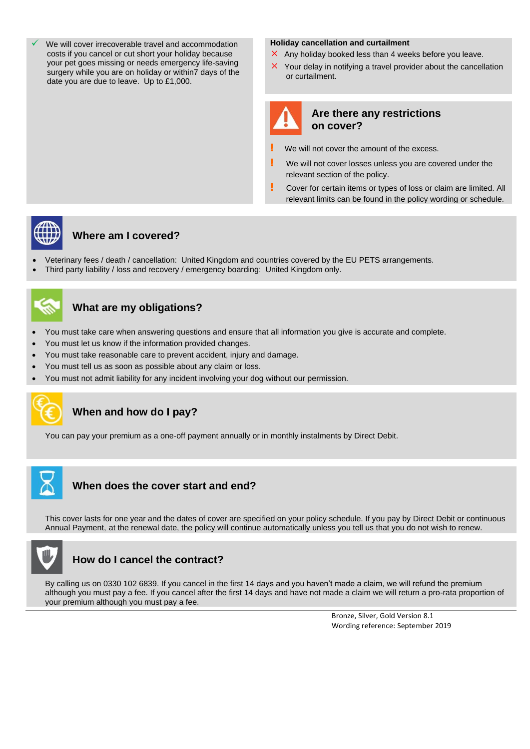- ✓ We will cover irrecoverable travel and accommodation costs if you cancel or cut short your holiday because your pet goes missing or needs emergency life-saving surgery while you are on holiday or within7 days of the date you are due to leave. Up to £1,000.

**Holiday cancellation and curtailment**

- ✗ Any holiday booked less than 4 weeks before you leave.
- ✗ Your delay in notifying a travel provider about the cancellation or curtailment.

## Are there any restrictions on cover?

- ! We will not cover the amount of the excess.
- ! We will not cover losses unless you are covered under the relevant section of the policy.
- ! Cover for certain items or types of loss or claim are limited. All relevant limits can be found in the policy wording or schedule.

## Where am I covered?

- Veterinary fees / death / cancellation: United Kingdom and countries covered by the EU PETS arrangements.
- Third party liability / loss and recovery / emergency boarding: United Kingdom only.

## What are my obligations?

- You must take care when answering questions and ensure that all information you give is accurate and complete.
- You must let us know if the information provided changes.
- You must take reasonable care to prevent accident, injury and damage.
- You must tell us as soon as possible about any claim or loss.
- You must not admit liability for any incident involving your dog without our permission.

## When and how do I pay?

You can pay your premium as a one-off payment annually or in monthly instalments by Direct Debit.

## When does the cover start and end?

This cover lasts for one year and the dates of cover are specified on your policy schedule. If you pay by Direct Debit or continuous Annual Payment, at the renewal date, the policy will continue automatically unless you tell us that you do not wish to renew.

## How do I cancel the contract?

By calling us on 0330 102 6839. If you cancel in the first 14 days and you haven't made a claim, we will refund the premium although you must pay a fee. If you cancel after the first 14 days and have not made a claim we will return a pro-rata proportion of your premium although you must pay a fee.

Bronze, Silver, Gold Version 8.1
Wording reference: September 2019